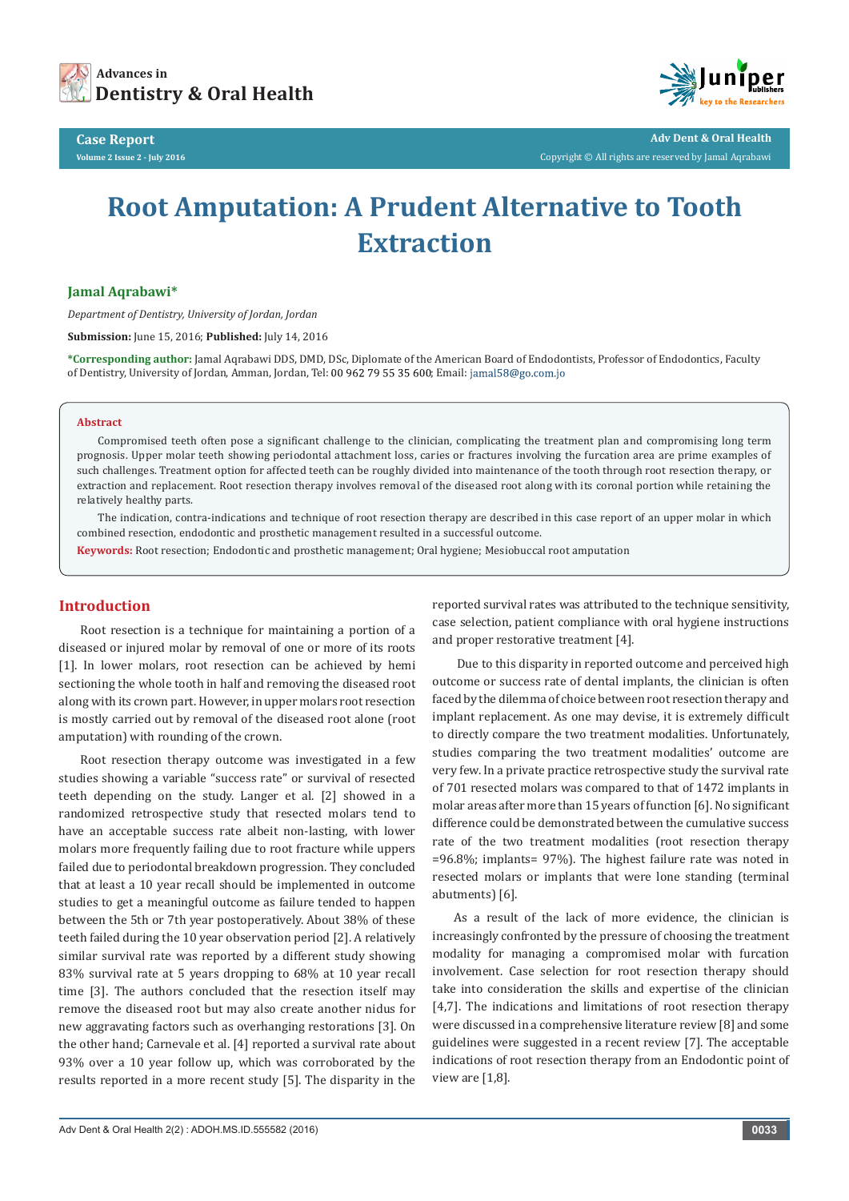# Root Amputation: A Prudent Alternative to Tooth Extraction

**Jamal Aqrabawi***

*Department of Dentistry, University of Jordan, Jordan*

**Submission:** June 15, 2016; **Published:** July 14, 2016

***Corresponding author:** Jamal Aqrabawi DDS, DMD, DSc, Diplomate of the American Board of Endodontists, Professor of Endodontics, Faculty of Dentistry, University of Jordan, Amman, Jordan, Tel: 00 962 79 55 35 600; Email: jamal58@go.com.jo

## Abstract

Compromised teeth often pose a significant challenge to the clinician, complicating the treatment plan and compromising long term prognosis. Upper molar teeth showing periodontal attachment loss, caries or fractures involving the furcation area are prime examples of such challenges. Treatment option for affected teeth can be roughly divided into maintenance of the tooth through root resection therapy, or extraction and replacement. Root resection therapy involves removal of the diseased root along with its coronal portion while retaining the relatively healthy parts.

The indication, contra-indications and technique of root resection therapy are described in this case report of an upper molar in which combined resection, endodontic and prosthetic management resulted in a successful outcome.

**Keywords:** Root resection; Endodontic and prosthetic management; Oral hygiene; Mesiobuccal root amputation

## Introduction

Root resection is a technique for maintaining a portion of a diseased or injured molar by removal of one or more of its roots [1]. In lower molars, root resection can be achieved by hemi sectioning the whole tooth in half and removing the diseased root along with its crown part. However, in upper molars root resection is mostly carried out by removal of the diseased root alone (root amputation) with rounding of the crown.

Root resection therapy outcome was investigated in a few studies showing a variable "success rate" or survival of resected teeth depending on the study. Langer et al. [2] showed in a randomized retrospective study that resected molars tend to have an acceptable success rate albeit non-lasting, with lower molars more frequently failing due to root fracture while uppers failed due to periodontal breakdown progression. They concluded that at least a 10 year recall should be implemented in outcome studies to get a meaningful outcome as failure tended to happen between the 5th or 7th year postoperatively. About 38% of these teeth failed during the 10 year observation period [2]. A relatively similar survival rate was reported by a different study showing 83% survival rate at 5 years dropping to 68% at 10 year recall time [3]. The authors concluded that the resection itself may remove the diseased root but may also create another nidus for new aggravating factors such as overhanging restorations [3]. On the other hand; Carnevale et al. [4] reported a survival rate about 93% over a 10 year follow up, which was corroborated by the results reported in a more recent study [5]. The disparity in the reported survival rates was attributed to the technique sensitivity, case selection, patient compliance with oral hygiene instructions and proper restorative treatment [4].

Due to this disparity in reported outcome and perceived high outcome or success rate of dental implants, the clinician is often faced by the dilemma of choice between root resection therapy and implant replacement. As one may devise, it is extremely difficult to directly compare the two treatment modalities. Unfortunately, studies comparing the two treatment modalities' outcome are very few. In a private practice retrospective study the survival rate of 701 resected molars was compared to that of 1472 implants in molar areas after more than 15 years of function [6]. No significant difference could be demonstrated between the cumulative success rate of the two treatment modalities (root resection therapy =96.8%; implants= 97%). The highest failure rate was noted in resected molars or implants that were lone standing (terminal abutments) [6].

As a result of the lack of more evidence, the clinician is increasingly confronted by the pressure of choosing the treatment modality for managing a compromised molar with furcation involvement. Case selection for root resection therapy should take into consideration the skills and expertise of the clinician [4,7]. The indications and limitations of root resection therapy were discussed in a comprehensive literature review [8] and some guidelines were suggested in a recent review [7]. The acceptable indications of root resection therapy from an Endodontic point of view are [1,8].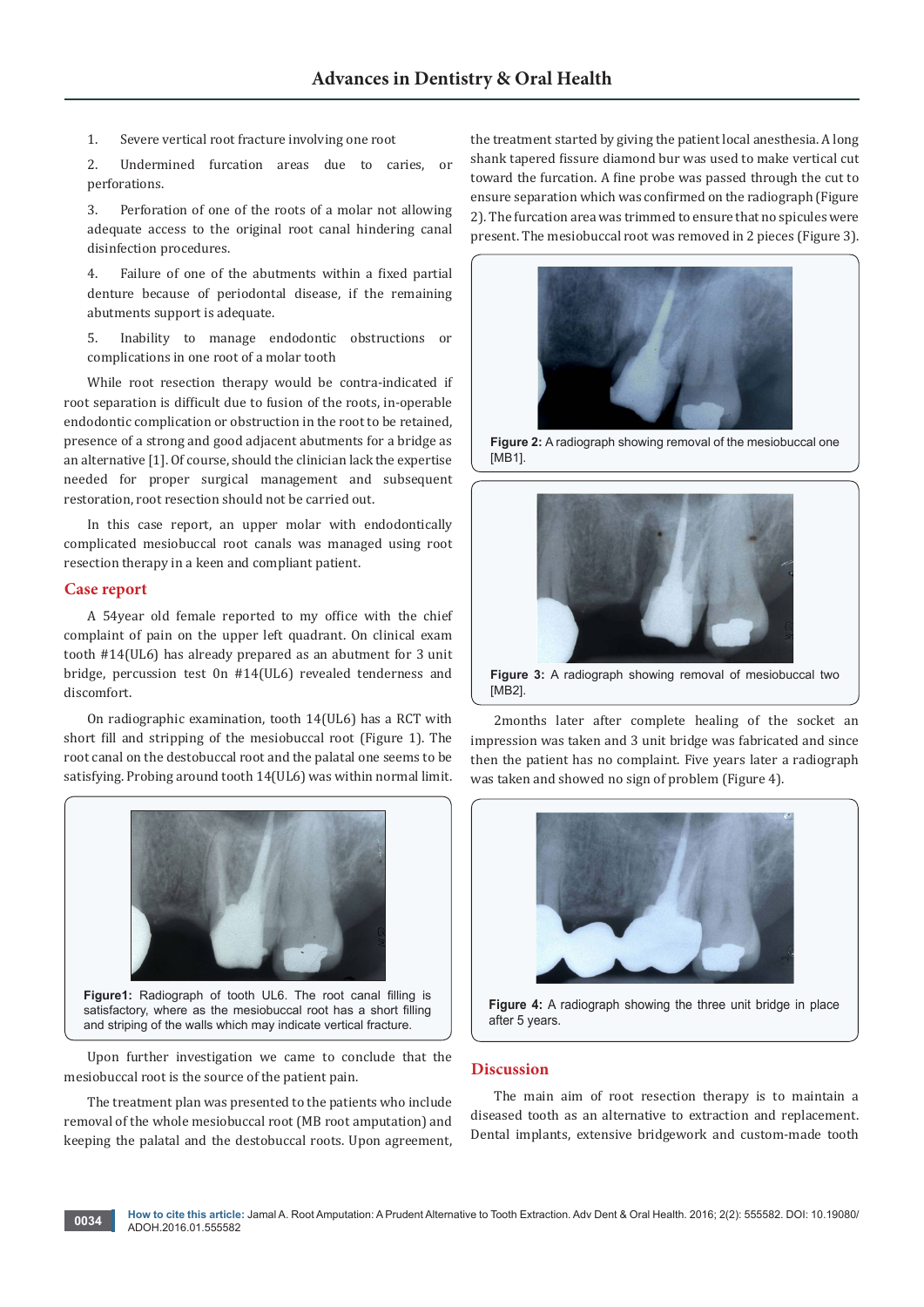1. Severe vertical root fracture involving one root

2. Undermined furcation areas due to caries, or perforations.

3. Perforation of one of the roots of a molar not allowing adequate access to the original root canal hindering canal disinfection procedures.

4. Failure of one of the abutments within a fixed partial denture because of periodontal disease, if the remaining abutments support is adequate.

5. Inability to manage endodontic obstructions or complications in one root of a molar tooth

While root resection therapy would be contra-indicated if root separation is difficult due to fusion of the roots, in-operable endodontic complication or obstruction in the root to be retained, presence of a strong and good adjacent abutments for a bridge as an alternative [1]. Of course, should the clinician lack the expertise needed for proper surgical management and subsequent restoration, root resection should not be carried out.

In this case report, an upper molar with endodontically complicated mesiobuccal root canals was managed using root resection therapy in a keen and compliant patient.

## Case report

A 54year old female reported to my office with the chief complaint of pain on the upper left quadrant. On clinical exam tooth #14(UL6) has already prepared as an abutment for 3 unit bridge, percussion test 0n #14(UL6) revealed tenderness and discomfort.

On radiographic examination, tooth 14(UL6) has a RCT with short fill and stripping of the mesiobuccal root (Figure 1). The root canal on the destobuccal root and the palatal one seems to be satisfying. Probing around tooth 14(UL6) was within normal limit.

**Figure1:** Radiograph of tooth UL6. The root canal filling is satisfactory, where as the mesiobuccal root has a short filling and striping of the walls which may indicate vertical fracture.

Upon further investigation we came to conclude that the mesiobuccal root is the source of the patient pain.

The treatment plan was presented to the patients who include removal of the whole mesiobuccal root (MB root amputation) and keeping the palatal and the destobuccal roots. Upon agreement, the treatment started by giving the patient local anesthesia. A long shank tapered fissure diamond bur was used to make vertical cut toward the furcation. A fine probe was passed through the cut to ensure separation which was confirmed on the radiograph (Figure 2). The furcation area was trimmed to ensure that no spicules were present. The mesiobuccal root was removed in 2 pieces (Figure 3).

**Figure 2:** A radiograph showing removal of the mesiobuccal one [MB1].

**Figure 3:** A radiograph showing removal of mesiobuccal two [MB2].

2months later after complete healing of the socket an impression was taken and 3 unit bridge was fabricated and since then the patient has no complaint. Five years later a radiograph was taken and showed no sign of problem (Figure 4).

**Figure 4:** A radiograph showing the three unit bridge in place after 5 years.

## Discussion

The main aim of root resection therapy is to maintain a diseased tooth as an alternative to extraction and replacement. Dental implants, extensive bridgework and custom-made tooth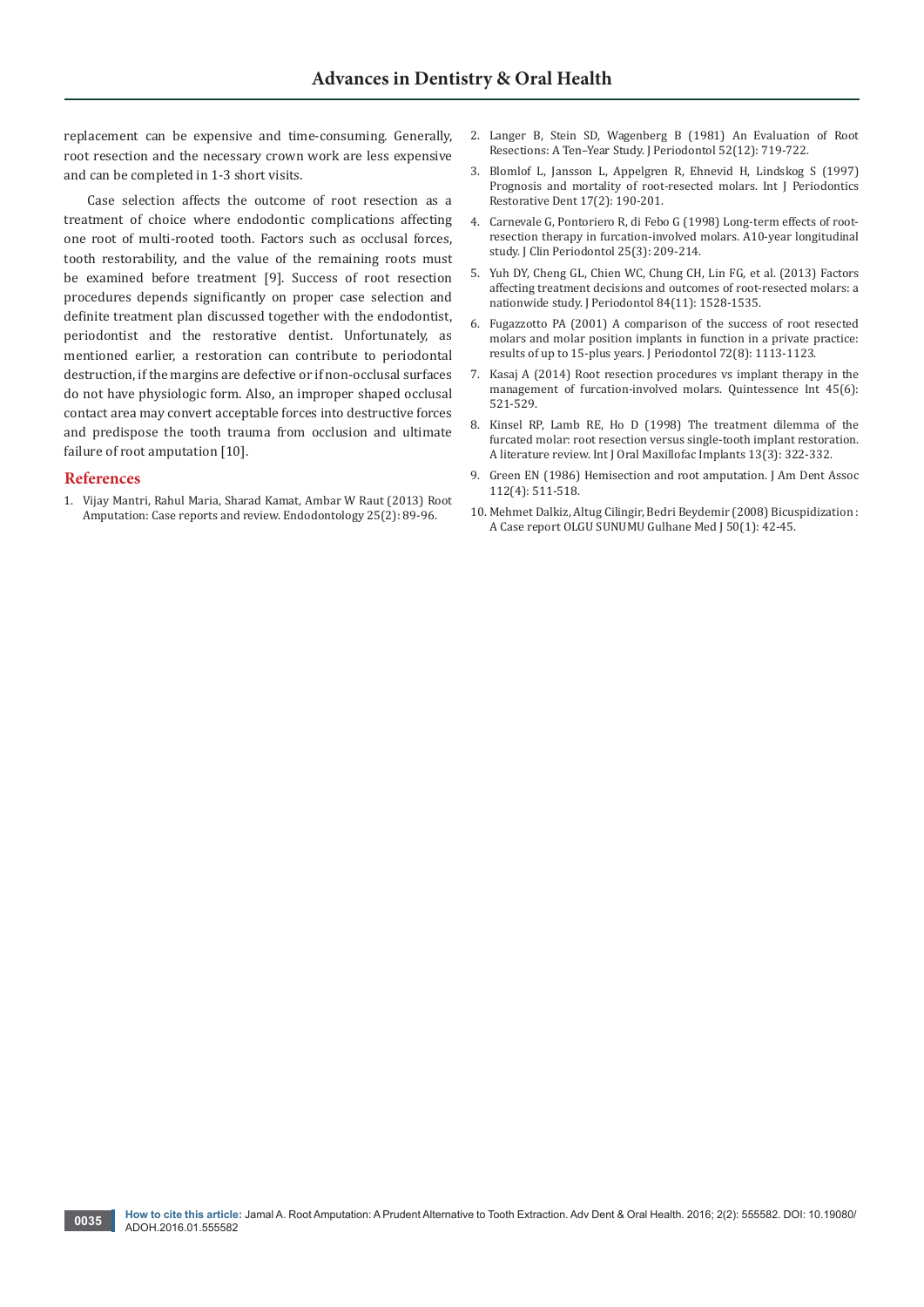replacement can be expensive and time-consuming. Generally, root resection and the necessary crown work are less expensive and can be completed in 1-3 short visits.

Case selection affects the outcome of root resection as a treatment of choice where endodontic complications affecting one root of multi-rooted tooth. Factors such as occlusal forces, tooth restorability, and the value of the remaining roots must be examined before treatment [9]. Success of root resection procedures depends significantly on proper case selection and definite treatment plan discussed together with the endodontist, periodontist and the restorative dentist. Unfortunately, as mentioned earlier, a restoration can contribute to periodontal destruction, if the margins are defective or if non-occlusal surfaces do not have physiologic form. Also, an improper shaped occlusal contact area may convert acceptable forces into destructive forces and predispose the tooth trauma from occlusion and ultimate failure of root amputation [10].

## References

1. Vijay Mantri, Rahul Maria, Sharad Kamat, Ambar W Raut (2013) Root Amputation: Case reports and review. Endodontology 25(2): 89-96.
2. Langer B, Stein SD, Wagenberg B (1981) An Evaluation of Root Resections: A Ten–Year Study. J Periodontol 52(12): 719-722.
3. Blomlof L, Jansson L, Appelgren R, Ehnevid H, Lindskog S (1997) Prognosis and mortality of root-resected molars. Int J Periodontics Restorative Dent 17(2): 190-201.
4. Carnevale G, Pontoriero R, di Febo G (1998) Long-term effects of root-resection therapy in furcation-involved molars. A10-year longitudinal study. J Clin Periodontol 25(3): 209-214.
5. Yuh DY, Cheng GL, Chien WC, Chung CH, Lin FG, et al. (2013) Factors affecting treatment decisions and outcomes of root-resected molars: a nationwide study. J Periodontol 84(11): 1528-1535.
6. Fugazzotto PA (2001) A comparison of the success of root resected molars and molar position implants in function in a private practice: results of up to 15-plus years. J Periodontol 72(8): 1113-1123.
7. Kasaj A (2014) Root resection procedures vs implant therapy in the management of furcation-involved molars. Quintessence Int 45(6): 521-529.
8. Kinsel RP, Lamb RE, Ho D (1998) The treatment dilemma of the furcated molar: root resection versus single-tooth implant restoration. A literature review. Int J Oral Maxillofac Implants 13(3): 322-332.
9. Green EN (1986) Hemisection and root amputation. J Am Dent Assoc 112(4): 511-518.
10. Mehmet Dalkiz, Altug Cilingir, Bedri Beydemir (2008) Bicuspidization: A Case report OLGU SUNUMU Gulhane Med J 50(1): 42-45.

**How to cite this article:** Jamal A. Root Amputation: A Prudent Alternative to Tooth Extraction. Adv Dent & Oral Health. 2016; 2(2): 555582. DOI: 10.19080/ADOH.2016.01.555582